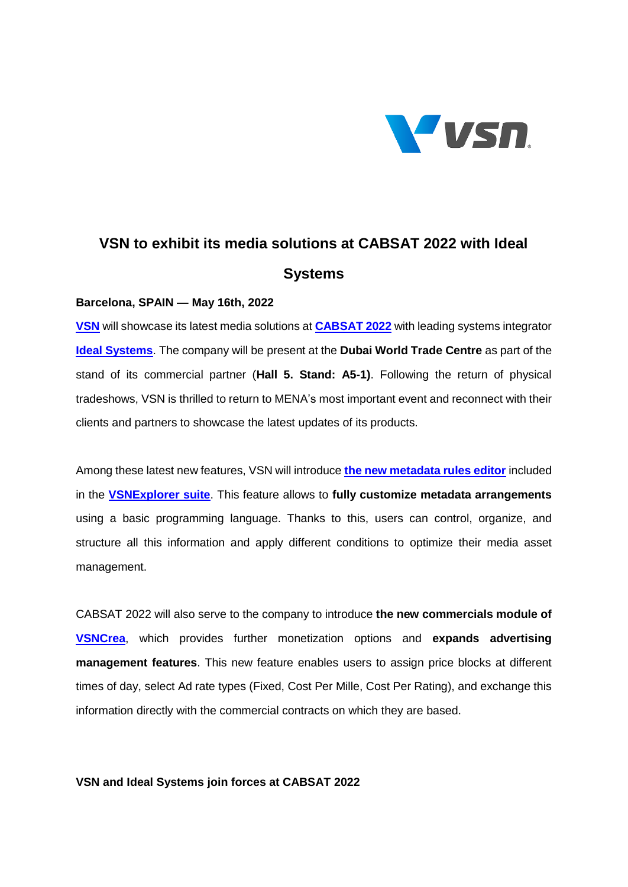# VSN to exhibit its media solutions at CABSAT 2022 with Ideal Systems

**Barcelona, SPAIN — May 16th, 2022**

**VSN** will showcase its latest media solutions at **CABSAT 2022** with leading systems integrator **Ideal Systems**. The company will be present at the **Dubai World Trade Centre** as part of the stand of its commercial partner (**Hall 5. Stand: A5-1)**. Following the return of physical tradeshows, VSN is thrilled to return to MENA's most important event and reconnect with their clients and partners to showcase the latest updates of its products.

Among these latest new features, VSN will introduce **the new metadata rules editor** included in the **VSNExplorer suite**. This feature allows to **fully customize metadata arrangements** using a basic programming language. Thanks to this, users can control, organize, and structure all this information and apply different conditions to optimize their media asset management.

CABSAT 2022 will also serve to the company to introduce **the new commercials module of VSNCrea**, which provides further monetization options and **expands advertising management features**. This new feature enables users to assign price blocks at different times of day, select Ad rate types (Fixed, Cost Per Mille, Cost Per Rating), and exchange this information directly with the commercial contracts on which they are based.

**VSN and Ideal Systems join forces at CABSAT 2022**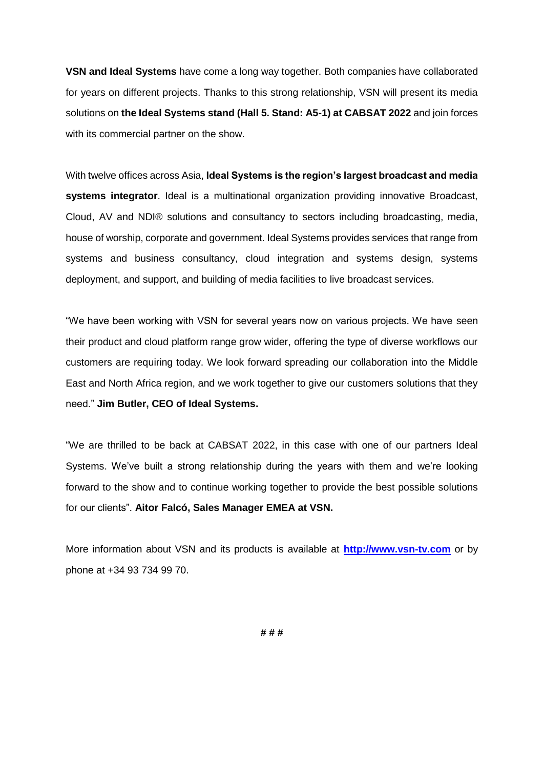**VSN and Ideal Systems** have come a long way together. Both companies have collaborated for years on different projects. Thanks to this strong relationship, VSN will present its media solutions on **the Ideal Systems stand (Hall 5. Stand: A5-1) at CABSAT 2022** and join forces with its commercial partner on the show.

With twelve offices across Asia, **Ideal Systems is the region's largest broadcast and media systems integrator**. Ideal is a multinational organization providing innovative Broadcast, Cloud, AV and NDI® solutions and consultancy to sectors including broadcasting, media, house of worship, corporate and government. Ideal Systems provides services that range from systems and business consultancy, cloud integration and systems design, systems deployment, and support, and building of media facilities to live broadcast services.

"We have been working with VSN for several years now on various projects. We have seen their product and cloud platform range grow wider, offering the type of diverse workflows our customers are requiring today. We look forward spreading our collaboration into the Middle East and North Africa region, and we work together to give our customers solutions that they need." **Jim Butler, CEO of Ideal Systems.**

"We are thrilled to be back at CABSAT 2022, in this case with one of our partners Ideal Systems. We've built a strong relationship during the years with them and we're looking forward to the show and to continue working together to provide the best possible solutions for our clients". **Aitor Falcó, Sales Manager EMEA at VSN.**

More information about VSN and its products is available at **[http://www.vsn-tv.com](http://www.vsn-tv.com)** or by phone at +34 93 734 99 70.

**# # #**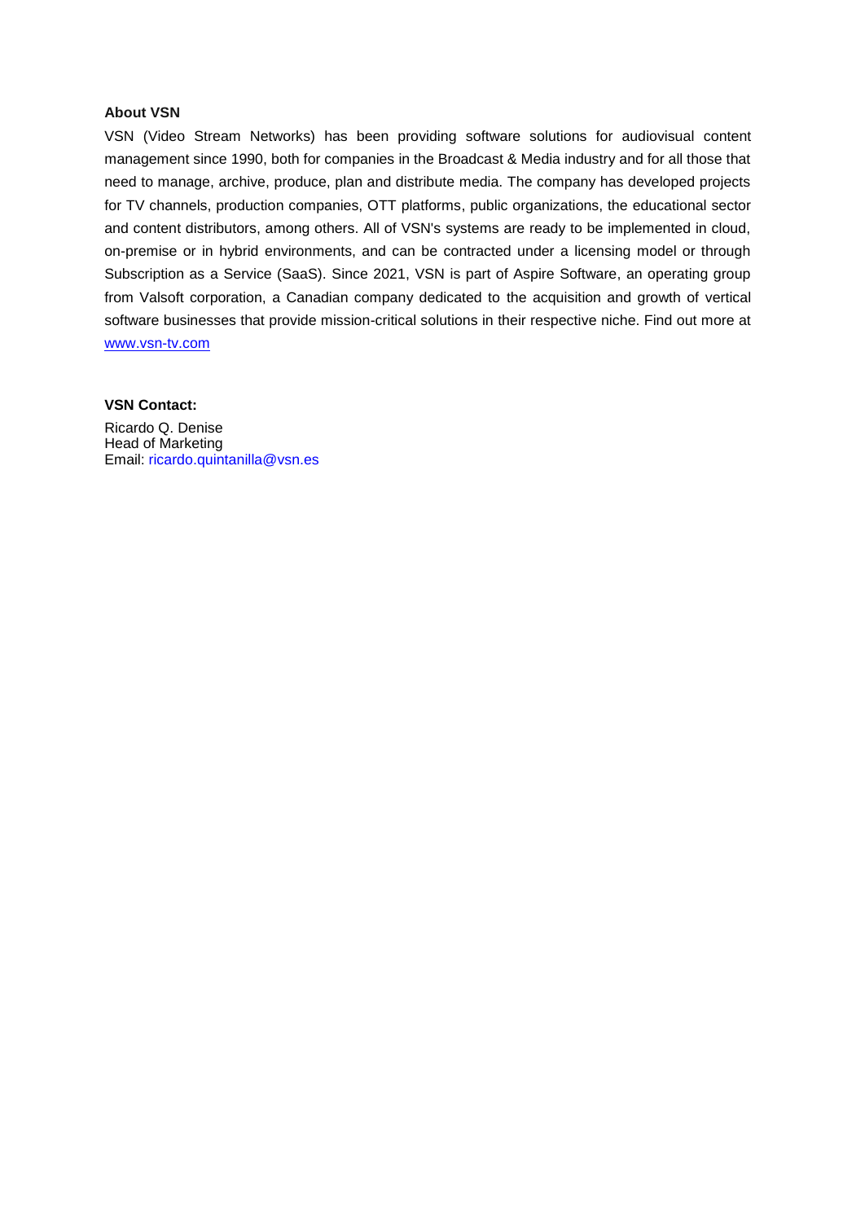**About VSN**

VSN (Video Stream Networks) has been providing software solutions for audiovisual content management since 1990, both for companies in the Broadcast & Media industry and for all those that need to manage, archive, produce, plan and distribute media. The company has developed projects for TV channels, production companies, OTT platforms, public organizations, the educational sector and content distributors, among others. All of VSN's systems are ready to be implemented in cloud, on-premise or in hybrid environments, and can be contracted under a licensing model or through Subscription as a Service (SaaS). Since 2021, VSN is part of Aspire Software, an operating group from Valsoft corporation, a Canadian company dedicated to the acquisition and growth of vertical software businesses that provide mission-critical solutions in their respective niche. Find out more at [www.vsn-tv.com](http://www.vsn-tv.com)

**VSN Contact:**

Ricardo Q. Denise
Head of Marketing
Email: ricardo.quintanilla@vsn.es